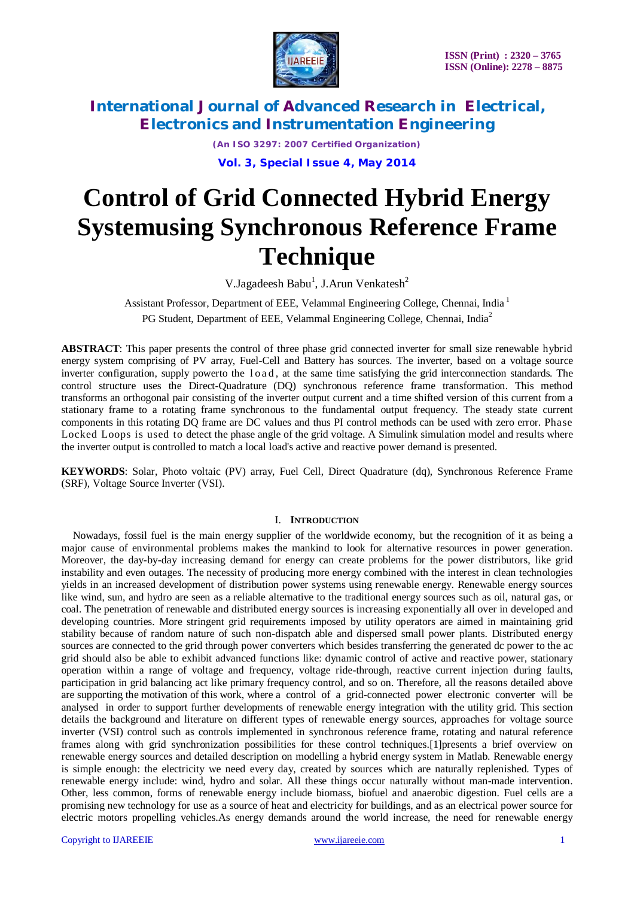# Control of Grid Connected Hybrid Energy Systemusing Synchronous Reference Frame Technique

V.Jagadeesh Babu[1], J.Arun Venkatesh[2]

Assistant Professor, Department of EEE, Velammal Engineering College, Chennai, India [1]

PG Student, Department of EEE, Velammal Engineering College, Chennai, India[2]

**ABSTRACT**: This paper presents the control of three phase grid connected inverter for small size renewable hybrid energy system comprising of PV array, Fuel-Cell and Battery has sources. The inverter, based on a voltage source inverter configuration, supply powerto the load, at the same time satisfying the grid interconnection standards. The control structure uses the Direct-Quadrature (DQ) synchronous reference frame transformation. This method transforms an orthogonal pair consisting of the inverter output current and a time shifted version of this current from a stationary frame to a rotating frame synchronous to the fundamental output frequency. The steady state current components in this rotating DQ frame are DC values and thus PI control methods can be used with zero error. Phase Locked Loops is used to detect the phase angle of the grid voltage. A Simulink simulation model and results where the inverter output is controlled to match a local load's active and reactive power demand is presented.

**KEYWORDS**: Solar, Photo voltaic (PV) array, Fuel Cell, Direct Quadrature (dq), Synchronous Reference Frame (SRF), Voltage Source Inverter (VSI).

## I. Introduction

Nowadays, fossil fuel is the main energy supplier of the worldwide economy, but the recognition of it as being a major cause of environmental problems makes the mankind to look for alternative resources in power generation. Moreover, the day-by-day increasing demand for energy can create problems for the power distributors, like grid instability and even outages. The necessity of producing more energy combined with the interest in clean technologies yields in an increased development of distribution power systems using renewable energy. Renewable energy sources like wind, sun, and hydro are seen as a reliable alternative to the traditional energy sources such as oil, natural gas, or coal. The penetration of renewable and distributed energy sources is increasing exponentially all over in developed and developing countries. More stringent grid requirements imposed by utility operators are aimed in maintaining grid stability because of random nature of such non-dispatch able and dispersed small power plants. Distributed energy sources are connected to the grid through power converters which besides transferring the generated dc power to the ac grid should also be able to exhibit advanced functions like: dynamic control of active and reactive power, stationary operation within a range of voltage and frequency, voltage ride-through, reactive current injection during faults, participation in grid balancing act like primary frequency control, and so on. Therefore, all the reasons detailed above are supporting the motivation of this work, where a control of a grid-connected power electronic converter will be analysed in order to support further developments of renewable energy integration with the utility grid. This section details the background and literature on different types of renewable energy sources, approaches for voltage source inverter (VSI) control such as controls implemented in synchronous reference frame, rotating and natural reference frames along with grid synchronization possibilities for these control techniques.[1]presents a brief overview on renewable energy sources and detailed description on modelling a hybrid energy system in Matlab. Renewable energy is simple enough: the electricity we need every day, created by sources which are naturally replenished. Types of renewable energy include: wind, hydro and solar. All these things occur naturally without man-made intervention. Other, less common, forms of renewable energy include biomass, biofuel and anaerobic digestion. Fuel cells are a promising new technology for use as a source of heat and electricity for buildings, and as an electrical power source for electric motors propelling vehicles.As energy demands around the world increase, the need for renewable energy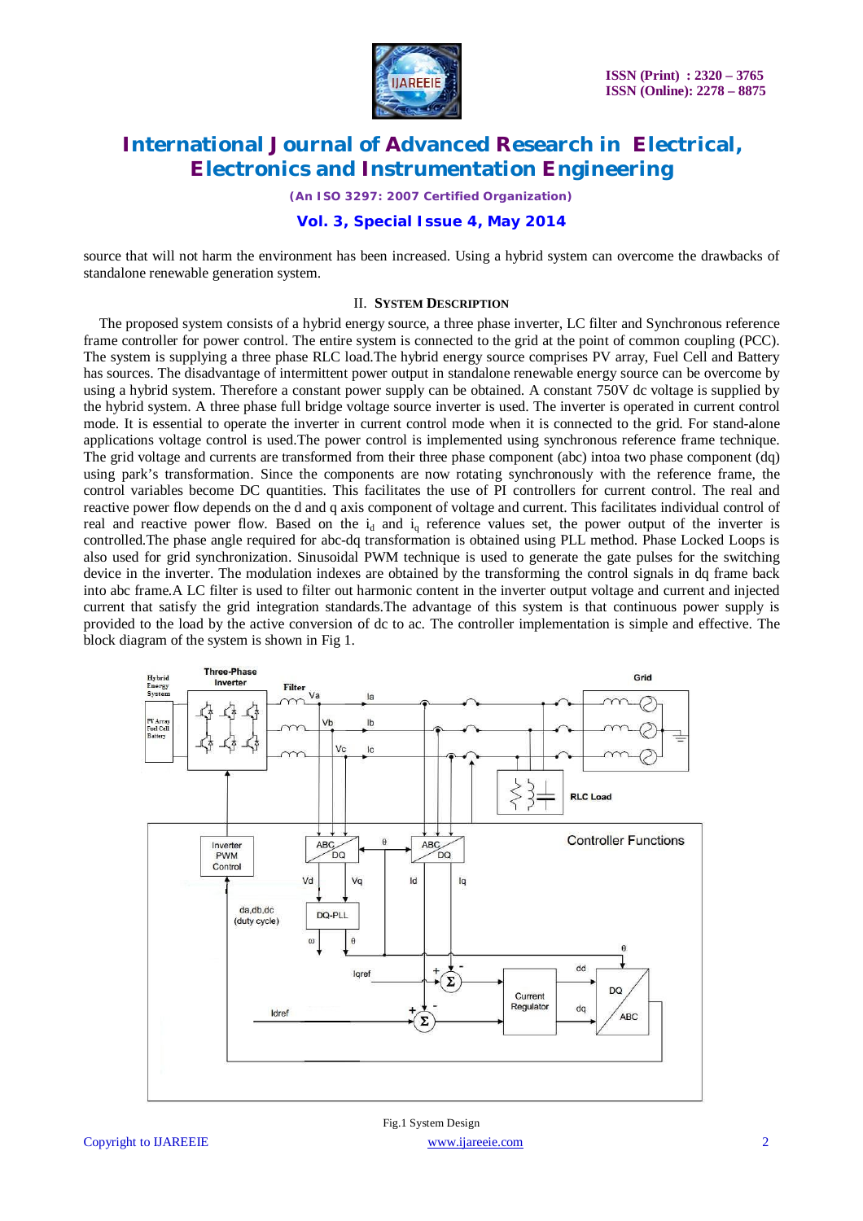source that will not harm the environment has been increased. Using a hybrid system can overcome the drawbacks of standalone renewable generation system.

## II. System Description

The proposed system consists of a hybrid energy source, a three phase inverter, LC filter and Synchronous reference frame controller for power control. The entire system is connected to the grid at the point of common coupling (PCC). The system is supplying a three phase RLC load.The hybrid energy source comprises PV array, Fuel Cell and Battery has sources. The disadvantage of intermittent power output in standalone renewable energy source can be overcome by using a hybrid system. Therefore a constant power supply can be obtained. A constant 750V dc voltage is supplied by the hybrid system. A three phase full bridge voltage source inverter is used. The inverter is operated in current control mode. It is essential to operate the inverter in current control mode when it is connected to the grid. For stand-alone applications voltage control is used.The power control is implemented using synchronous reference frame technique. The grid voltage and currents are transformed from their three phase component (abc) intoa two phase component (dq) using park's transformation. Since the components are now rotating synchronously with the reference frame, the control variables become DC quantities. This facilitates the use of PI controllers for current control. The real and reactive power flow depends on the d and q axis component of voltage and current. This facilitates individual control of real and reactive power flow. Based on the $i_d$ and $i_q$ reference values set, the power output of the inverter is controlled.The phase angle required for abc-dq transformation is obtained using PLL method. Phase Locked Loops is also used for grid synchronization. Sinusoidal PWM technique is used to generate the gate pulses for the switching device in the inverter. The modulation indexes are obtained by the transforming the control signals in dq frame back into abc frame.A LC filter is used to filter out harmonic content in the inverter output voltage and current and injected current that satisfy the grid integration standards.The advantage of this system is that continuous power supply is provided to the load by the active conversion of dc to ac. The controller implementation is simple and effective. The block diagram of the system is shown in Fig 1.

Fig.1 System Design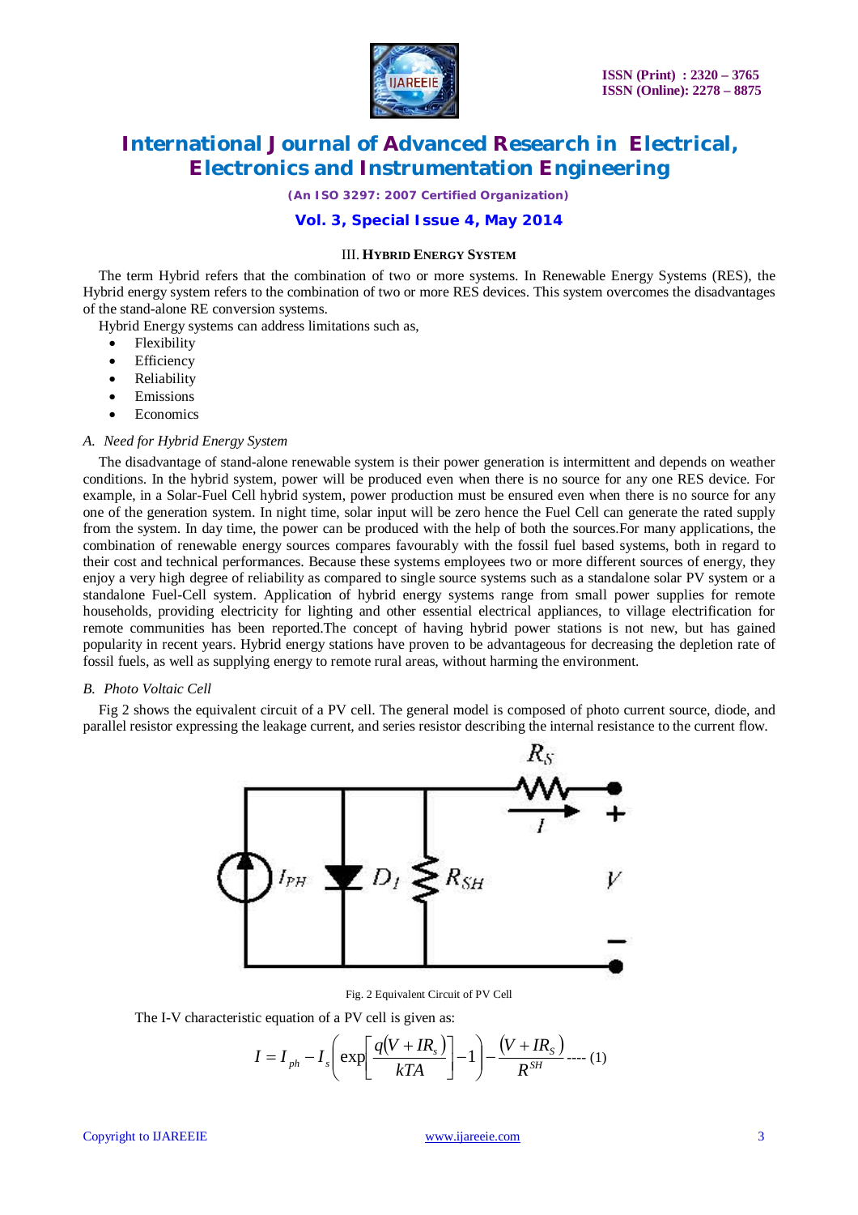### III. HYBRID ENERGY SYSTEM

The term Hybrid refers that the combination of two or more systems. In Renewable Energy Systems (RES), the Hybrid energy system refers to the combination of two or more RES devices. This system overcomes the disadvantages of the stand-alone RE conversion systems.

Hybrid Energy systems can address limitations such as,

- Flexibility
- Efficiency
- Reliability
- Emissions
- Economics

#### *A. Need for Hybrid Energy System*

The disadvantage of stand-alone renewable system is their power generation is intermittent and depends on weather conditions. In the hybrid system, power will be produced even when there is no source for any one RES device. For example, in a Solar-Fuel Cell hybrid system, power production must be ensured even when there is no source for any one of the generation system. In night time, solar input will be zero hence the Fuel Cell can generate the rated supply from the system. In day time, the power can be produced with the help of both the sources.For many applications, the combination of renewable energy sources compares favourably with the fossil fuel based systems, both in regard to their cost and technical performances. Because these systems employees two or more different sources of energy, they enjoy a very high degree of reliability as compared to single source systems such as a standalone solar PV system or a standalone Fuel-Cell system. Application of hybrid energy systems range from small power supplies for remote households, providing electricity for lighting and other essential electrical appliances, to village electrification for remote communities has been reported.The concept of having hybrid power stations is not new, but has gained popularity in recent years. Hybrid energy stations have proven to be advantageous for decreasing the depletion rate of fossil fuels, as well as supplying energy to remote rural areas, without harming the environment.

#### *B. Photo Voltaic Cell*

Fig 2 shows the equivalent circuit of a PV cell. The general model is composed of photo current source, diode, and parallel resistor expressing the leakage current, and series resistor describing the internal resistance to the current flow.

Fig. 2 Equivalent Circuit of PV Cell

The I-V characteristic equation of a PV cell is given as:

$$I = I_{ph} - I_s\left(\exp\left[\frac{q(V + IR_s)}{kTA}\right] - 1\right) - \frac{(V + IR_S)}{R^{SH}} \quad \text{---- (1)}$$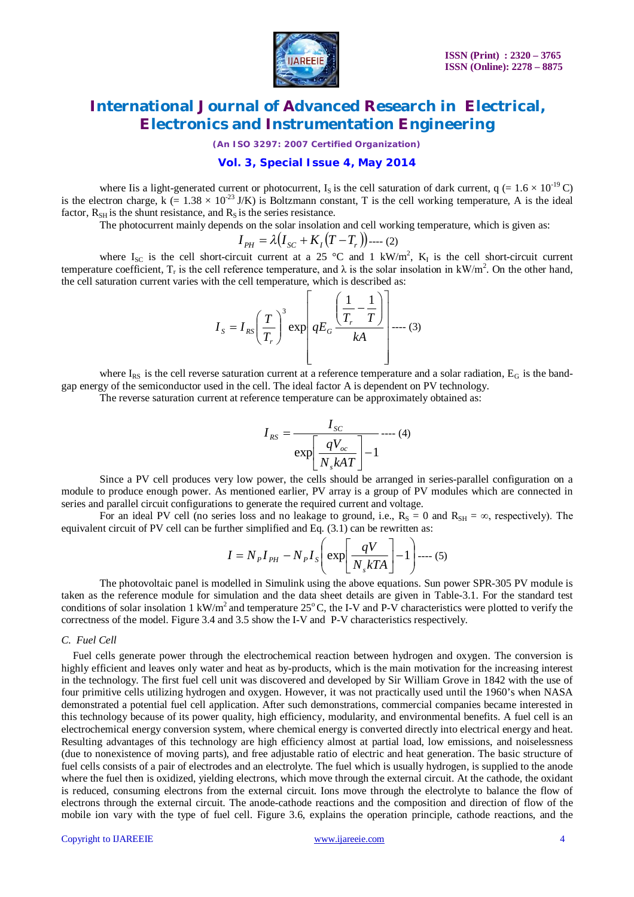where Iis a light-generated current or photocurrent, $I_S$ is the cell saturation of dark current, q (= $1.6 \times 10^{-19}$ C) is the electron charge, k (= $1.38 \times 10^{-23}$ J/K) is Boltzmann constant, T is the cell working temperature, A is the ideal factor, $R_{SH}$ is the shunt resistance, and $R_S$ is the series resistance.

The photocurrent mainly depends on the solar insolation and cell working temperature, which is given as:

$$I_{PH} = \lambda\left(I_{SC} + K_I\left(T - T_r\right)\right) \text{---- (2)}$$

where $I_{SC}$ is the cell short-circuit current at a 25 °C and 1 kW/m$^2$, $K_I$ is the cell short-circuit current temperature coefficient, $T_r$ is the cell reference temperature, and λ is the solar insolation in kW/m$^2$. On the other hand, the cell saturation current varies with the cell temperature, which is described as:

$$I_S = I_{RS}\left(\frac{T}{T_r}\right)^3 \exp\left[qE_G \frac{\left(\frac{1}{T_r} - \frac{1}{T}\right)}{kA}\right] \text{---- (3)}$$

where $I_{RS}$ is the cell reverse saturation current at a reference temperature and a solar radiation, $E_G$ is the band-gap energy of the semiconductor used in the cell. The ideal factor A is dependent on PV technology.

The reverse saturation current at reference temperature can be approximately obtained as:

$$I_{RS} = \frac{I_{SC}}{\exp\left[\frac{qV_{oc}}{N_s kAT}\right] - 1} \text{---- (4)}$$

Since a PV cell produces very low power, the cells should be arranged in series-parallel configuration on a module to produce enough power. As mentioned earlier, PV array is a group of PV modules which are connected in series and parallel circuit configurations to generate the required current and voltage.

For an ideal PV cell (no series loss and no leakage to ground, i.e., $R_S = 0$ and $R_{SH} = \infty$, respectively). The equivalent circuit of PV cell can be further simplified and Eq. (3.1) can be rewritten as:

$$I = N_P I_{PH} - N_P I_S\left(\exp\left[\frac{qV}{N_s kTA}\right] - 1\right) \text{---- (5)}$$

The photovoltaic panel is modelled in Simulink using the above equations. Sun power SPR-305 PV module is taken as the reference module for simulation and the data sheet details are given in Table-3.1. For the standard test conditions of solar insolation 1 kW/m$^2$ and temperature 25$^o$ C, the I-V and P-V characteristics were plotted to verify the correctness of the model. Figure 3.4 and 3.5 show the I-V and P-V characteristics respectively.

### *C. Fuel Cell*

Fuel cells generate power through the electrochemical reaction between hydrogen and oxygen. The conversion is highly efficient and leaves only water and heat as by-products, which is the main motivation for the increasing interest in the technology. The first fuel cell unit was discovered and developed by Sir William Grove in 1842 with the use of four primitive cells utilizing hydrogen and oxygen. However, it was not practically used until the 1960's when NASA demonstrated a potential fuel cell application. After such demonstrations, commercial companies became interested in this technology because of its power quality, high efficiency, modularity, and environmental benefits. A fuel cell is an electrochemical energy conversion system, where chemical energy is converted directly into electrical energy and heat. Resulting advantages of this technology are high efficiency almost at partial load, low emissions, and noiselessness (due to nonexistence of moving parts), and free adjustable ratio of electric and heat generation. The basic structure of fuel cells consists of a pair of electrodes and an electrolyte. The fuel which is usually hydrogen, is supplied to the anode where the fuel then is oxidized, yielding electrons, which move through the external circuit. At the cathode, the oxidant is reduced, consuming electrons from the external circuit. Ions move through the electrolyte to balance the flow of electrons through the external circuit. The anode-cathode reactions and the composition and direction of flow of the mobile ion vary with the type of fuel cell. Figure 3.6, explains the operation principle, cathode reactions, and the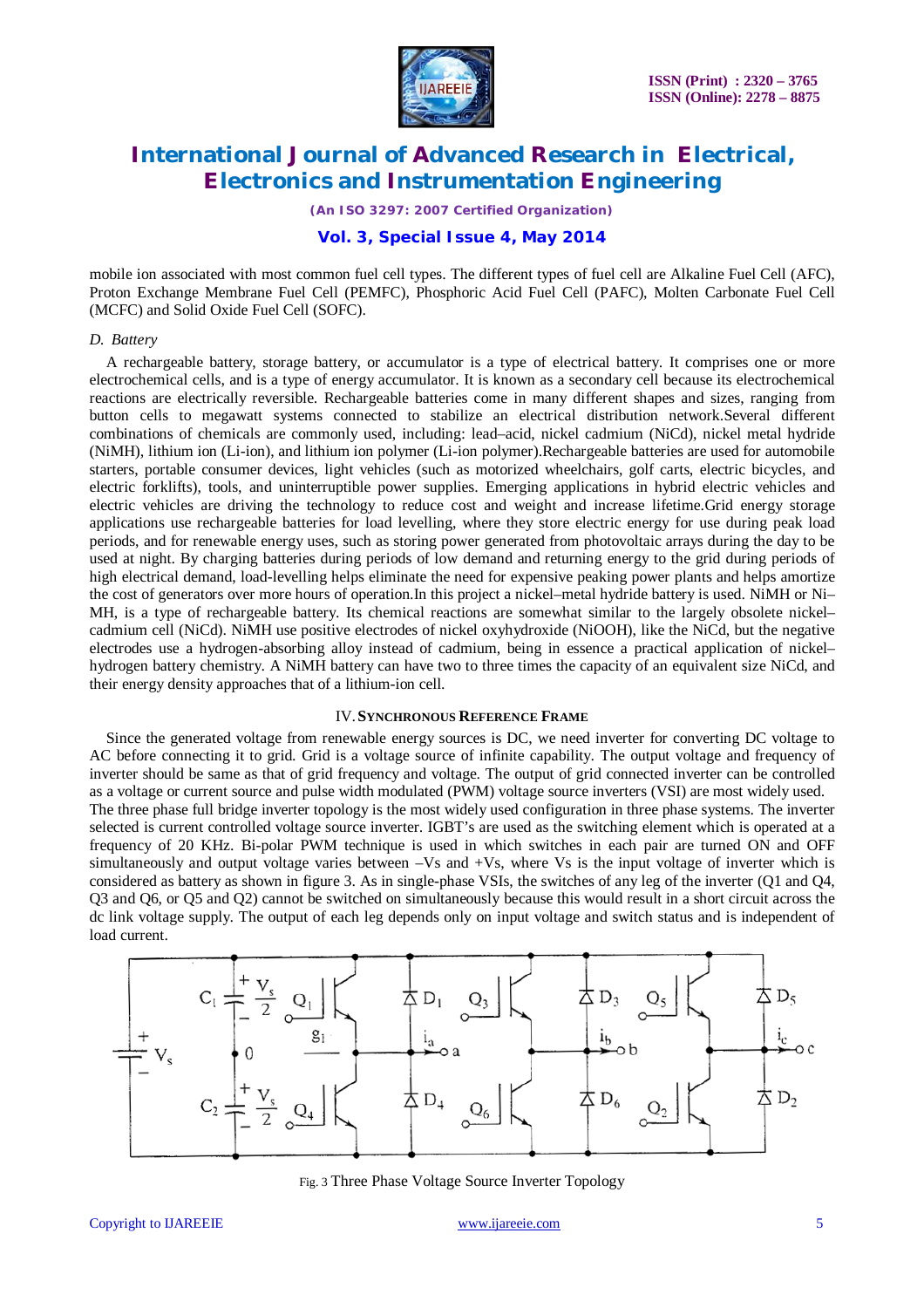mobile ion associated with most common fuel cell types. The different types of fuel cell are Alkaline Fuel Cell (AFC), Proton Exchange Membrane Fuel Cell (PEMFC), Phosphoric Acid Fuel Cell (PAFC), Molten Carbonate Fuel Cell (MCFC) and Solid Oxide Fuel Cell (SOFC).

### *D. Battery*

A rechargeable battery, storage battery, or accumulator is a type of electrical battery. It comprises one or more electrochemical cells, and is a type of energy accumulator. It is known as a secondary cell because its electrochemical reactions are electrically reversible. Rechargeable batteries come in many different shapes and sizes, ranging from button cells to megawatt systems connected to stabilize an electrical distribution network.Several different combinations of chemicals are commonly used, including: lead–acid, nickel cadmium (NiCd), nickel metal hydride (NiMH), lithium ion (Li-ion), and lithium ion polymer (Li-ion polymer).Rechargeable batteries are used for automobile starters, portable consumer devices, light vehicles (such as motorized wheelchairs, golf carts, electric bicycles, and electric forklifts), tools, and uninterruptible power supplies. Emerging applications in hybrid electric vehicles and electric vehicles are driving the technology to reduce cost and weight and increase lifetime.Grid energy storage applications use rechargeable batteries for load levelling, where they store electric energy for use during peak load periods, and for renewable energy uses, such as storing power generated from photovoltaic arrays during the day to be used at night. By charging batteries during periods of low demand and returning energy to the grid during periods of high electrical demand, load-levelling helps eliminate the need for expensive peaking power plants and helps amortize the cost of generators over more hours of operation.In this project a nickel–metal hydride battery is used. NiMH or Ni–MH, is a type of rechargeable battery. Its chemical reactions are somewhat similar to the largely obsolete nickel–cadmium cell (NiCd). NiMH use positive electrodes of nickel oxyhydroxide (NiOOH), like the NiCd, but the negative electrodes use a hydrogen-absorbing alloy instead of cadmium, being in essence a practical application of nickel–hydrogen battery chemistry. A NiMH battery can have two to three times the capacity of an equivalent size NiCd, and their energy density approaches that of a lithium-ion cell.

## IV. Synchronous Reference Frame

Since the generated voltage from renewable energy sources is DC, we need inverter for converting DC voltage to AC before connecting it to grid. Grid is a voltage source of infinite capability. The output voltage and frequency of inverter should be same as that of grid frequency and voltage. The output of grid connected inverter can be controlled as a voltage or current source and pulse width modulated (PWM) voltage source inverters (VSI) are most widely used. The three phase full bridge inverter topology is the most widely used configuration in three phase systems. The inverter selected is current controlled voltage source inverter. IGBT's are used as the switching element which is operated at a frequency of 20 KHz. Bi-polar PWM technique is used in which switches in each pair are turned ON and OFF simultaneously and output voltage varies between $-V_s$ and $+V_s$, where $V_s$ is the input voltage of inverter which is considered as battery as shown in figure 3. As in single-phase VSIs, the switches of any leg of the inverter (Q1 and Q4, Q3 and Q6, or Q5 and Q2) cannot be switched on simultaneously because this would result in a short circuit across the dc link voltage supply. The output of each leg depends only on input voltage and switch status and is independent of load current.

Fig. 3 Three Phase Voltage Source Inverter Topology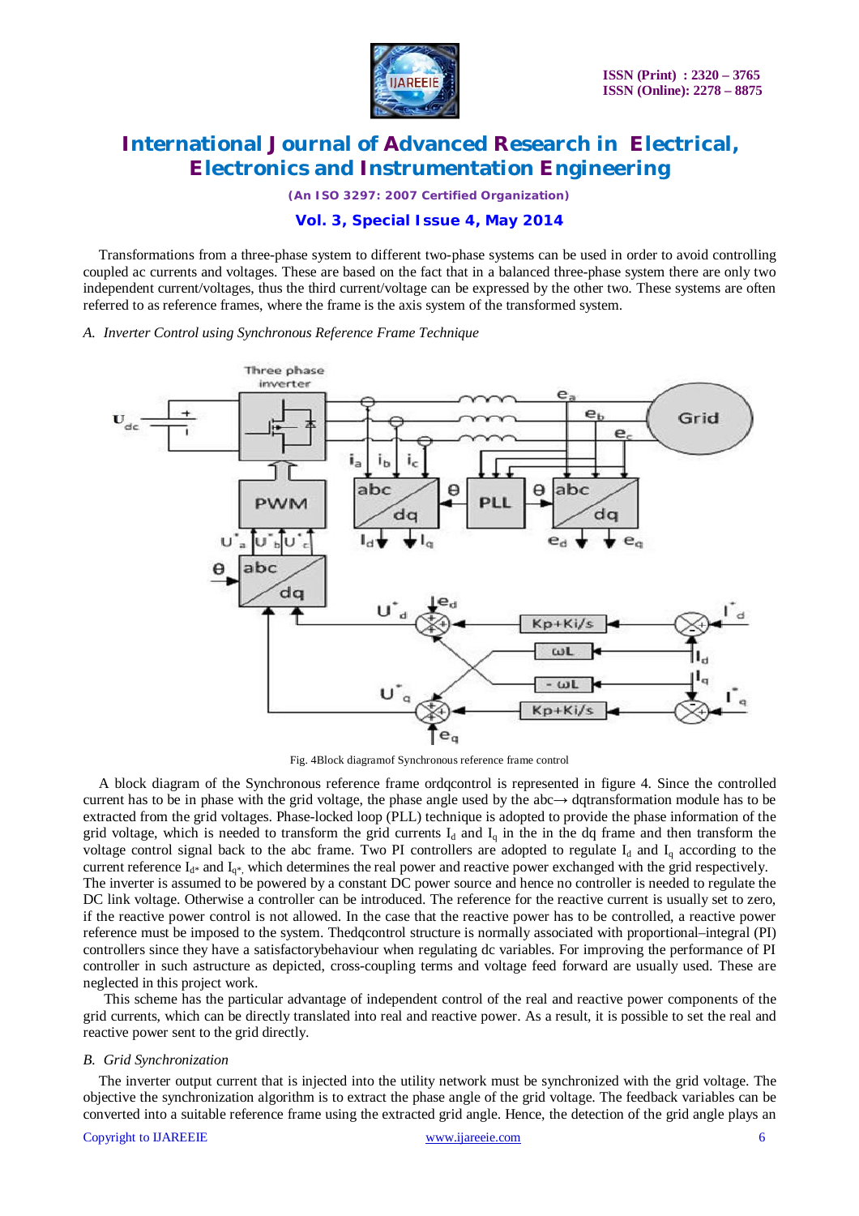Transformations from a three-phase system to different two-phase systems can be used in order to avoid controlling coupled ac currents and voltages. These are based on the fact that in a balanced three-phase system there are only two independent current/voltages, thus the third current/voltage can be expressed by the other two. These systems are often referred to as reference frames, where the frame is the axis system of the transformed system.

*A. Inverter Control using Synchronous Reference Frame Technique*

Fig. 4Block diagramof Synchronous reference frame control

A block diagram of the Synchronous reference frame ordqcontrol is represented in figure 4. Since the controlled current has to be in phase with the grid voltage, the phase angle used by the abc→ dqtransformation module has to be extracted from the grid voltages. Phase-locked loop (PLL) technique is adopted to provide the phase information of the grid voltage, which is needed to transform the grid currents $I_d$ and $I_q$ in the in the dq frame and then transform the voltage control signal back to the abc frame. Two PI controllers are adopted to regulate $I_d$ and $I_q$ according to the current reference $I_{d*}$ and $I_{q*}$, which determines the real power and reactive power exchanged with the grid respectively. The inverter is assumed to be powered by a constant DC power source and hence no controller is needed to regulate the DC link voltage. Otherwise a controller can be introduced. The reference for the reactive current is usually set to zero, if the reactive power control is not allowed. In the case that the reactive power has to be controlled, a reactive power reference must be imposed to the system. Thedqcontrol structure is normally associated with proportional–integral (PI) controllers since they have a satisfactorybehaviour when regulating dc variables. For improving the performance of PI controller in such astructure as depicted, cross-coupling terms and voltage feed forward are usually used. These are neglected in this project work.

This scheme has the particular advantage of independent control of the real and reactive power components of the grid currents, which can be directly translated into real and reactive power. As a result, it is possible to set the real and reactive power sent to the grid directly.

*B. Grid Synchronization*

The inverter output current that is injected into the utility network must be synchronized with the grid voltage. The objective the synchronization algorithm is to extract the phase angle of the grid voltage. The feedback variables can be converted into a suitable reference frame using the extracted grid angle. Hence, the detection of the grid angle plays an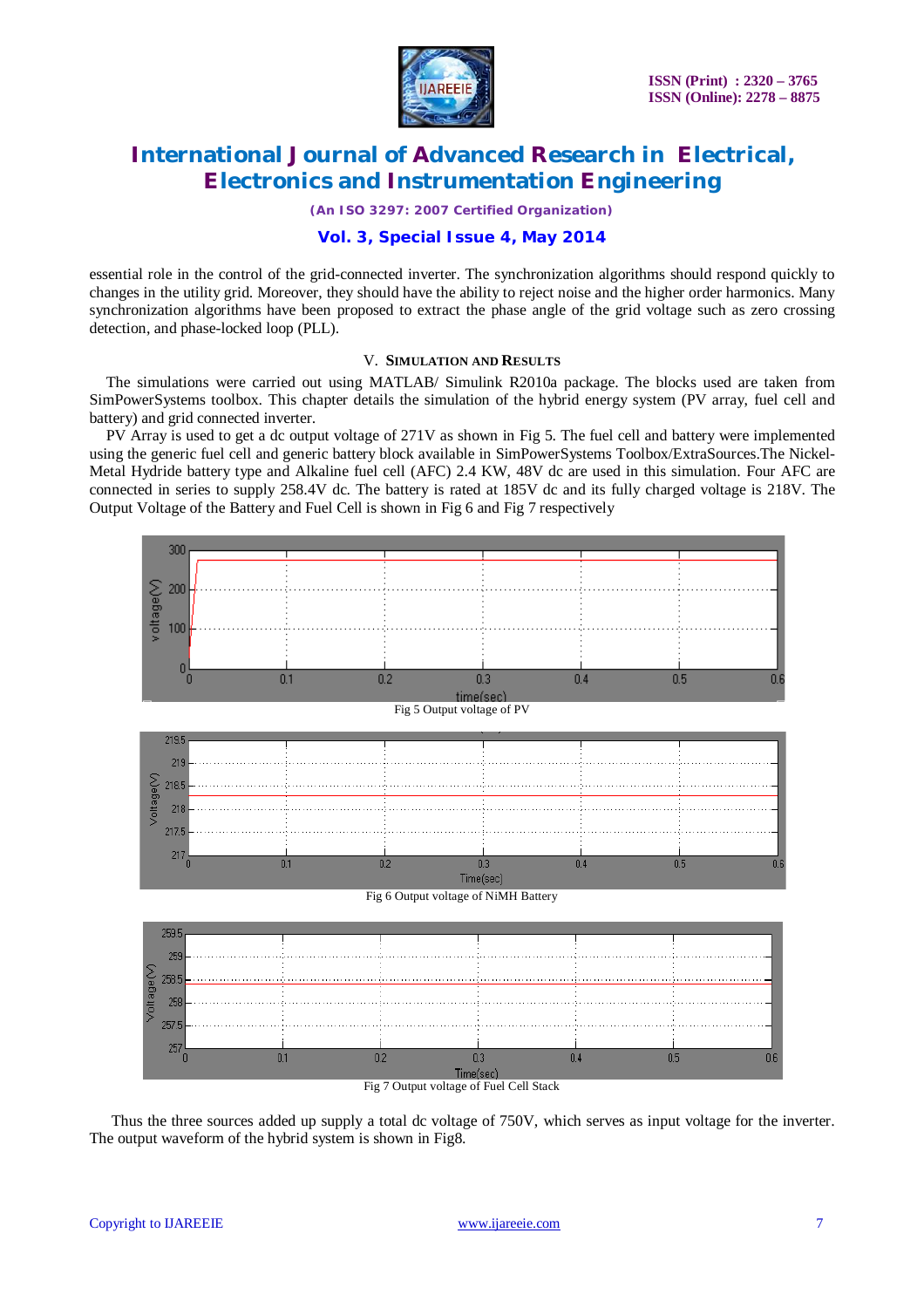essential role in the control of the grid-connected inverter. The synchronization algorithms should respond quickly to changes in the utility grid. Moreover, they should have the ability to reject noise and the higher order harmonics. Many synchronization algorithms have been proposed to extract the phase angle of the grid voltage such as zero crossing detection, and phase-locked loop (PLL).

## V. SIMULATION AND RESULTS

The simulations were carried out using MATLAB/ Simulink R2010a package. The blocks used are taken from SimPowerSystems toolbox. This chapter details the simulation of the hybrid energy system (PV array, fuel cell and battery) and grid connected inverter.

PV Array is used to get a dc output voltage of 271V as shown in Fig 5. The fuel cell and battery were implemented using the generic fuel cell and generic battery block available in SimPowerSystems Toolbox/ExtraSources.The Nickel-Metal Hydride battery type and Alkaline fuel cell (AFC) 2.4 KW, 48V dc are used in this simulation. Four AFC are connected in series to supply 258.4V dc. The battery is rated at 185V dc and its fully charged voltage is 218V. The Output Voltage of the Battery and Fuel Cell is shown in Fig 6 and Fig 7 respectively

Fig 5 Output voltage of PV

Fig 6 Output voltage of NiMH Battery

Fig 7 Output voltage of Fuel Cell Stack

Thus the three sources added up supply a total dc voltage of 750V, which serves as input voltage for the inverter. The output waveform of the hybrid system is shown in Fig8.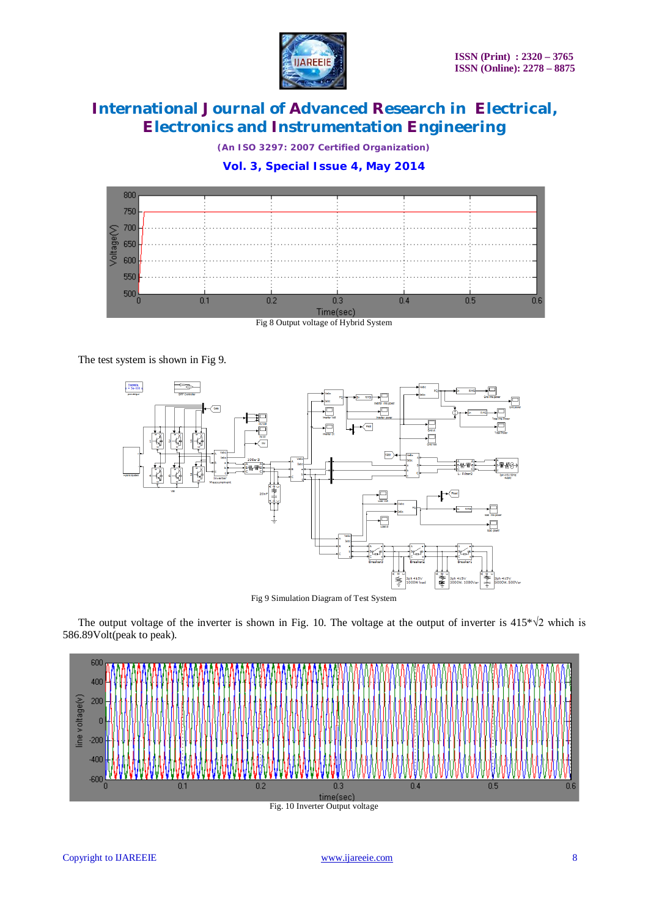Fig 8 Output voltage of Hybrid System

The test system is shown in Fig 9.

Fig 9 Simulation Diagram of Test System

The output voltage of the inverter is shown in Fig. 10. The voltage at the output of inverter is 415*√2 which is 586.89Volt(peak to peak).

Fig. 10 Inverter Output voltage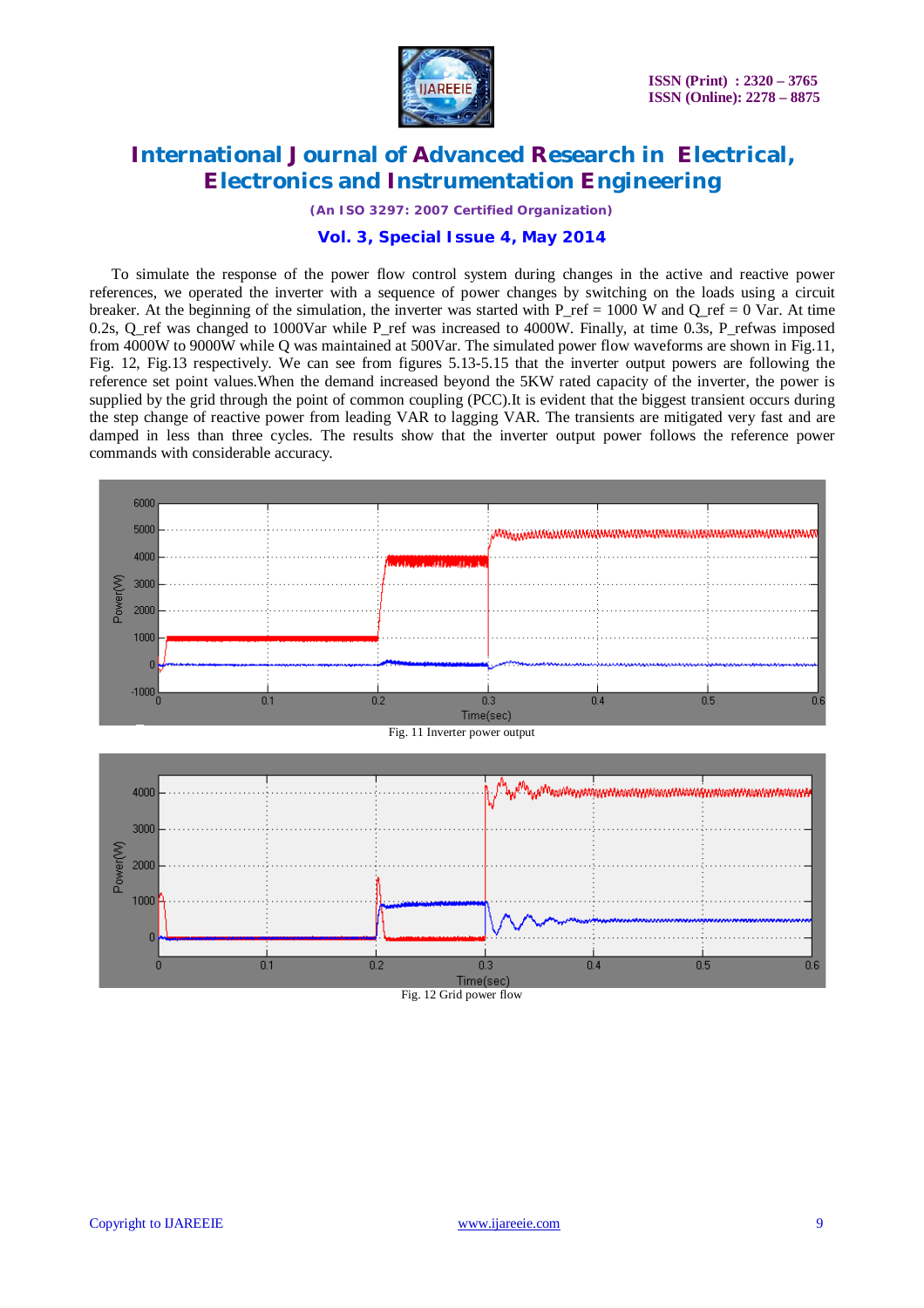To simulate the response of the power flow control system during changes in the active and reactive power references, we operated the inverter with a sequence of power changes by switching on the loads using a circuit breaker. At the beginning of the simulation, the inverter was started with P_ref = 1000 W and Q_ref = 0 Var. At time 0.2s, Q_ref was changed to 1000Var while P_ref was increased to 4000W. Finally, at time 0.3s, P_refwas imposed from 4000W to 9000W while Q was maintained at 500Var. The simulated power flow waveforms are shown in Fig.11, Fig. 12, Fig.13 respectively. We can see from figures 5.13-5.15 that the inverter output powers are following the reference set point values.When the demand increased beyond the 5KW rated capacity of the inverter, the power is supplied by the grid through the point of common coupling (PCC).It is evident that the biggest transient occurs during the step change of reactive power from leading VAR to lagging VAR. The transients are mitigated very fast and are damped in less than three cycles. The results show that the inverter output power follows the reference power commands with considerable accuracy.

Fig. 11 Inverter power output

Fig. 12 Grid power flow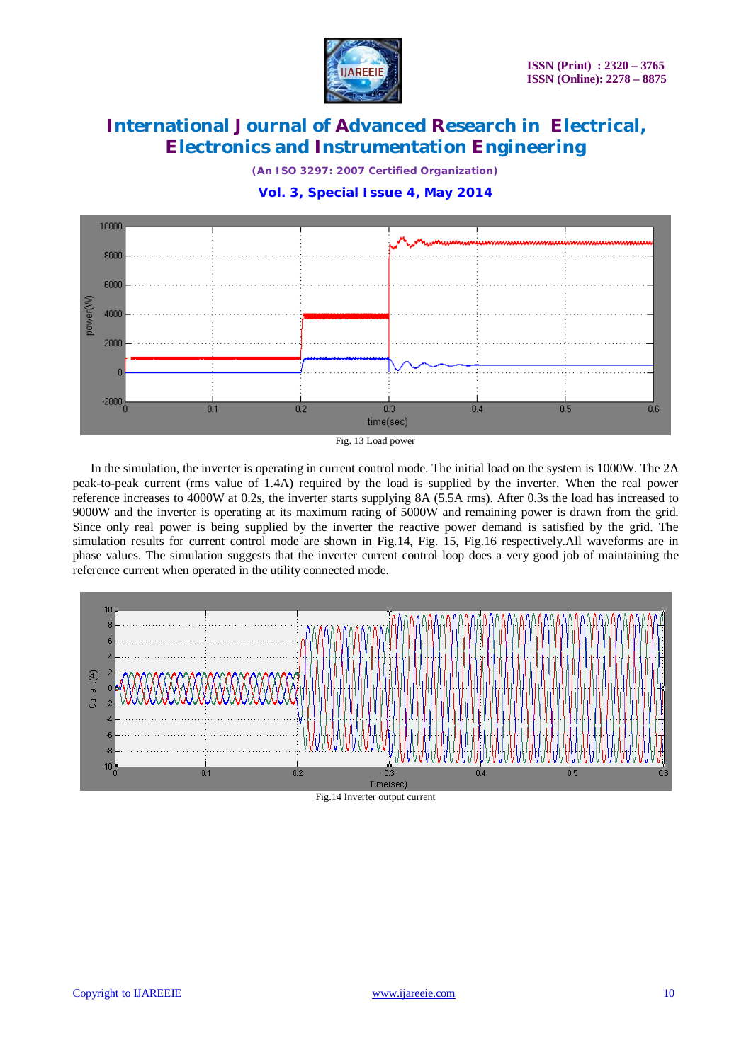Fig. 13 Load power

In the simulation, the inverter is operating in current control mode. The initial load on the system is 1000W. The 2A peak-to-peak current (rms value of 1.4A) required by the load is supplied by the inverter. When the real power reference increases to 4000W at 0.2s, the inverter starts supplying 8A (5.5A rms). After 0.3s the load has increased to 9000W and the inverter is operating at its maximum rating of 5000W and remaining power is drawn from the grid. Since only real power is being supplied by the inverter the reactive power demand is satisfied by the grid. The simulation results for current control mode are shown in Fig.14, Fig. 15, Fig.16 respectively.All waveforms are in phase values. The simulation suggests that the inverter current control loop does a very good job of maintaining the reference current when operated in the utility connected mode.

Fig.14 Inverter output current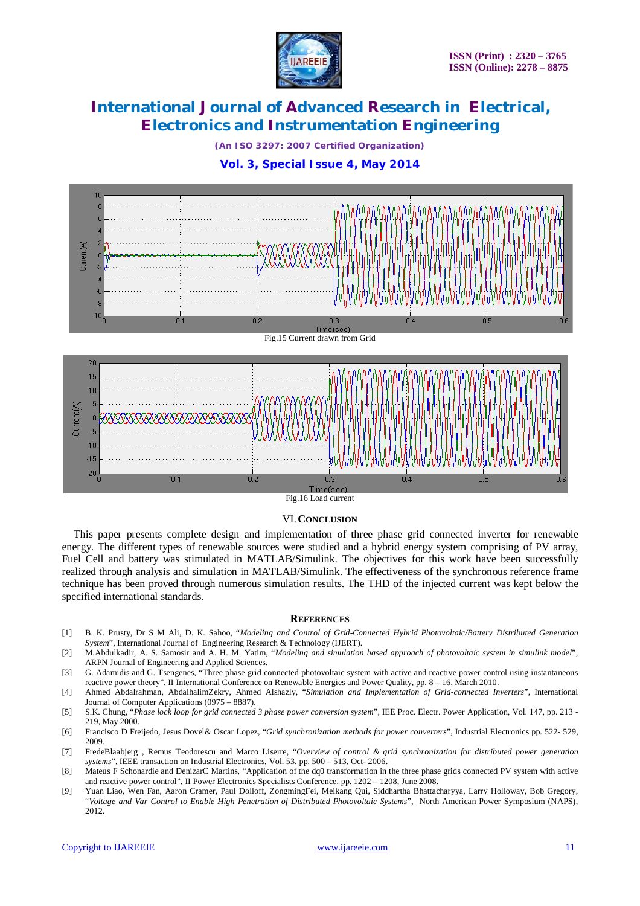10
8
6
4
2
0
-2
-4
-6
-8
-10
Current(A)
0
0.1
0.2
0.3
0.4
0.5
0.6
Time(sec)

Fig.15 Current drawn from Grid

20
15
10
5
0
-5
-10
-15
-20
Current(A)
0
0.1
0.2
0.3
0.4
0.5
0.6
Time(sec)

Fig.16 Load current

## VI. CONCLUSION

This paper presents complete design and implementation of three phase grid connected inverter for renewable energy. The different types of renewable sources were studied and a hybrid energy system comprising of PV array, Fuel Cell and battery was stimulated in MATLAB/Simulink. The objectives for this work have been successfully realized through analysis and simulation in MATLAB/Simulink. The effectiveness of the synchronous reference frame technique has been proved through numerous simulation results. The THD of the injected current was kept below the specified international standards.

## REFERENCES

[1] B. K. Prusty, Dr S M Ali, D. K. Sahoo, "*Modeling and Control of Grid-Connected Hybrid Photovoltaic/Battery Distributed Generation System*", International Journal of Engineering Research & Technology (IJERT).

[2] M.Abdulkadir, A. S. Samosir and A. H. M. Yatim, "*Modeling and simulation based approach of photovoltaic system in simulink model*", ARPN Journal of Engineering and Applied Sciences.

[3] G. Adamidis and G. Tsengenes, "Three phase grid connected photovoltaic system with active and reactive power control using instantaneous reactive power theory", II International Conference on Renewable Energies and Power Quality, pp. 8 – 16, March 2010.

[4] Ahmed Abdalrahman, AbdalhalimZekry, Ahmed Alshazly, "*Simulation and Implementation of Grid-connected Inverters*", International Journal of Computer Applications (0975 – 8887).

[5] S.K. Chung, "*Phase lock loop for grid connected 3 phase power conversion system*", IEE Proc. Electr. Power Application, Vol. 147, pp. 213 - 219, May 2000.

[6] Francisco D Freijedo, Jesus Dovel& Oscar Lopez, "*Grid synchronization methods for power converters*", Industrial Electronics pp. 522- 529, 2009.

[7] FredeBlaabjerg , Remus Teodorescu and Marco Liserre, "*Overview of control & grid synchronization for distributed power generation systems*", IEEE transaction on Industrial Electronics, Vol. 53, pp. 500 – 513, Oct- 2006.

[8] Mateus F Schonardie and DenizarC Martins, "Application of the dq0 transformation in the three phase grids connected PV system with active and reactive power control", II Power Electronics Specialists Conference. pp. 1202 – 1208, June 2008.

[9] Yuan Liao, Wen Fan, Aaron Cramer, Paul Dolloff, ZongmingFei, Meikang Qui, Siddhartha Bhattacharyya, Larry Holloway, Bob Gregory, "*Voltage and Var Control to Enable High Penetration of Distributed Photovoltaic Systems*", North American Power Symposium (NAPS), 2012.